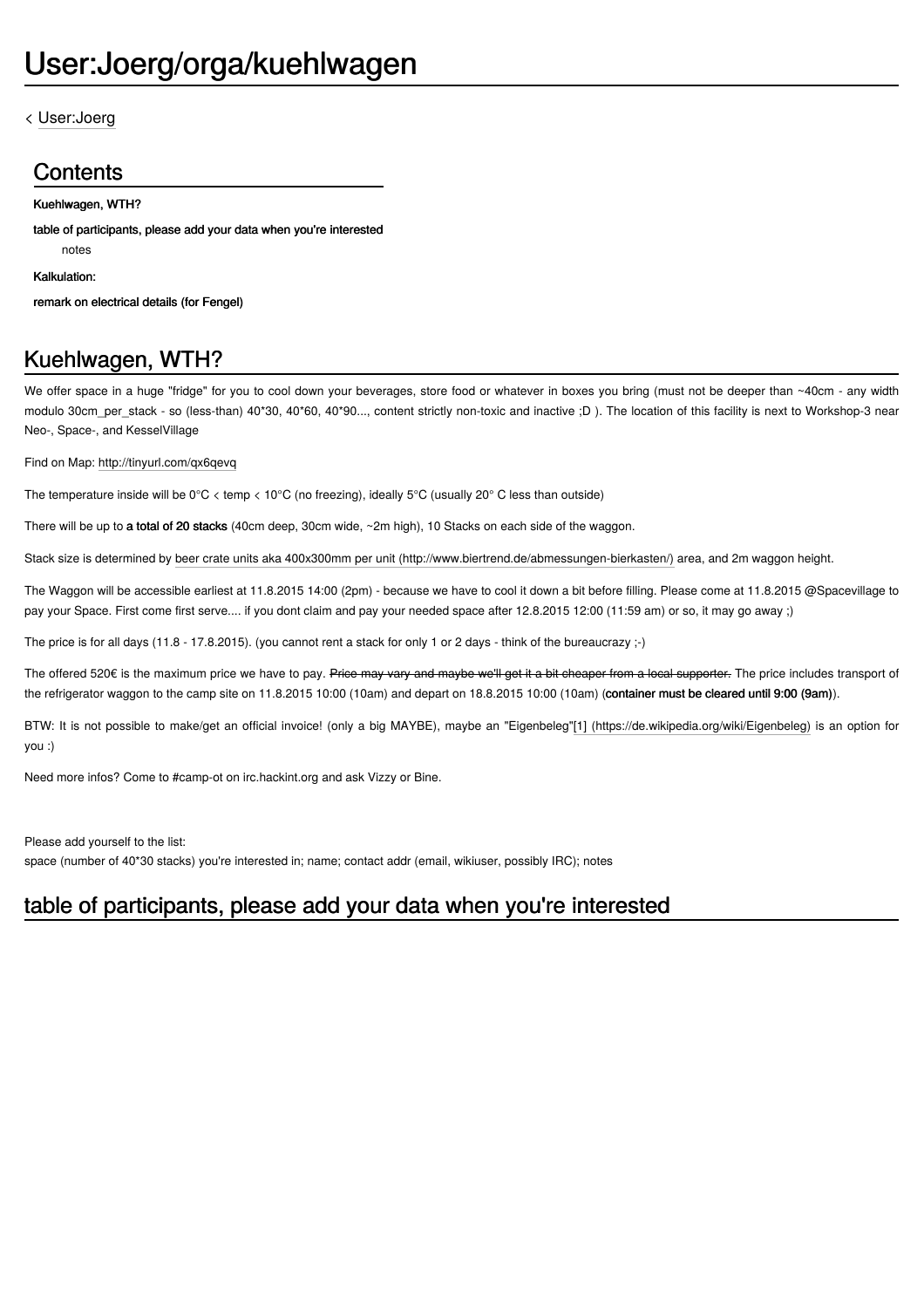# User:Joerg/orga/kuehlwagen

< User:Joerg

## Contents

**Kuehlwagen, WTH?**

**table of participants, please add your data when you're interested**

notes

**Kalkulation:**

**remark on electrical details (for Fengel)**

## Kuehlwagen, WTH?

We offer space in a huge "fridge" for you to cool down your beverages, store food or whatever in boxes you bring (must not be deeper than ~40cm - any width modulo 30cm_per_stack - so (less-than) 40*30, 40*60, 40*90..., content strictly non-toxic and inactive ;D ). The location of this facility is next to Workshop-3 near Neo-, Space-, and KesselVillage

Find on Map: http://tinyurl.com/qx6qevq

The temperature inside will be 0°C < temp < 10°C (no freezing), ideally 5°C (usually 20° C less than outside)

There will be up to **a total of 20 stacks** (40cm deep, 30cm wide, ~2m high), 10 Stacks on each side of the waggon.

Stack size is determined by beer crate units aka 400x300mm per unit (http://www.biertrend.de/abmessungen-bierkasten/) area, and 2m waggon height.

The Waggon will be accessible earliest at 11.8.2015 14:00 (2pm) - because we have to cool it down a bit before filling. Please come at 11.8.2015 @Spacevillage to pay your Space. First come first serve.... if you dont claim and pay your needed space after 12.8.2015 12:00 (11:59 am) or so, it may go away ;)

The price is for all days (11.8 - 17.8.2015). (you cannot rent a stack for only 1 or 2 days - think of the bureaucrazy ;-)

The offered 520€ is the maximum price we have to pay. ~~Price may vary and maybe we'll get it a bit cheaper from a local supporter.~~ The price includes transport of the refrigerator waggon to the camp site on 11.8.2015 10:00 (10am) and depart on 18.8.2015 10:00 (10am) (**container must be cleared until 9:00 (9am)**).

BTW: It is not possible to make/get an official invoice! (only a big MAYBE), maybe an "Eigenbeleg"[1] (https://de.wikipedia.org/wiki/Eigenbeleg) is an option for you :)

Need more infos? Come to #camp-ot on irc.hackint.org and ask Vizzy or Bine.

Please add yourself to the list:
space (number of 40*30 stacks) you're interested in; name; contact addr (email, wikiuser, possibly IRC); notes

## table of participants, please add your data when you're interested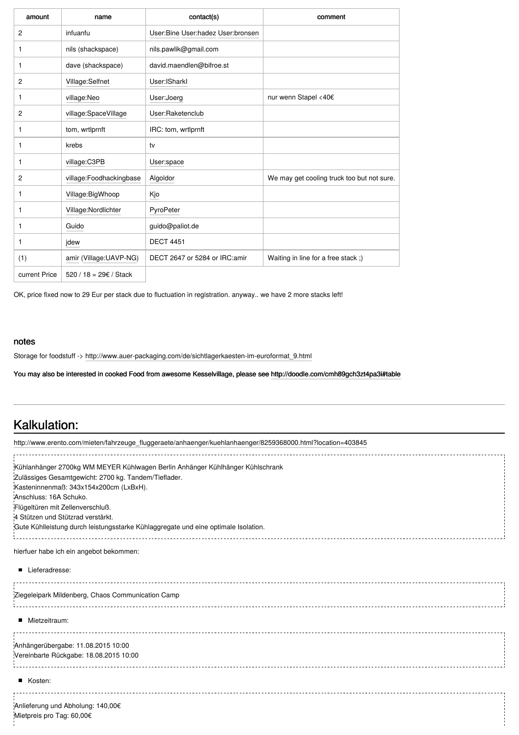| amount | name | contact(s) | comment |
|---|---|---|---|
| 2 | infuanfu | User:Bine User:hadez User:bronsen | |
| 1 | nils (shackspace) | nils.pawlik@gmail.com | |
| 1 | dave (shackspace) | david.maendlen@bifroe.st | |
| 2 | Village:Selfnet | User:ISharkI | |
| 1 | village:Neo | User:Joerg | nur wenn Stapel <40€ |
| 2 | village:SpaceVillage | User:Raketenclub | |
| 1 | tom, wrtlprnft | IRC: tom, wrtlprnft | |
| 1 | krebs | tv | |
| 1 | village:C3PB | User:space | |
| 2 | village:Foodhackingbase | Algoldor | We may get cooling truck too but not sure. |
| 1 | Village:BigWhoop | Kjo | |
| 1 | Village:Nordlichter | PyroPeter | |
| 1 | Guido | guido@paliot.de | |
| 1 | jdew | DECT 4451 | |
| (1) | amir (Village:UAVP-NG) | DECT 2647 or 5284 or IRC:amir | Waiting in line for a free stack ;) |
| current Price | 520 / 18 = 29€ / Stack | | |

OK, price fixed now to 29 Eur per stack due to fluctuation in registration. anyway.. we have 2 more stacks left!

### notes

Storage for foodstuff -> http://www.auer-packaging.com/de/sichtlagerkaesten-im-euroformat_9.html

**You may also be interested in cooked Food from awesome Kesselvillage, please see http://doodle.com/cmh89gch3zt4pa3i#table**

---

## Kalkulation:

http://www.erento.com/mieten/fahrzeuge_fluggeraete/anhaenger/kuehlanhaenger/8259368000.html?location=403845

```
Kühlanhänger 2700kg WM MEYER Kühlwagen Berlin Anhänger Kühlhänger Kühlschrank
Zulässiges Gesamtgewicht: 2700 kg. Tandem/Tieflader.
Kasteninnenmaß: 343x154x200cm (LxBxH).
Anschluss: 16A Schuko.
Flügeltüren mit Zellenverschluß.
4 Stützen und Stützrad verstärkt.
Gute Kühlleistung durch leistungsstarke Kühlaggregate und eine optimale Isolation.
```

hierfuer habe ich ein angebot bekommen:

- Lieferadresse:

```
Ziegeleipark Mildenberg, Chaos Communication Camp
```

- Mietzeitraum:

```
Anhängerübergabe: 11.08.2015 10:00
Vereinbarte Rückgabe: 18.08.2015 10:00
```

- Kosten:

```
Anlieferung und Abholung: 140,00€
Mietpreis pro Tag: 60,00€
```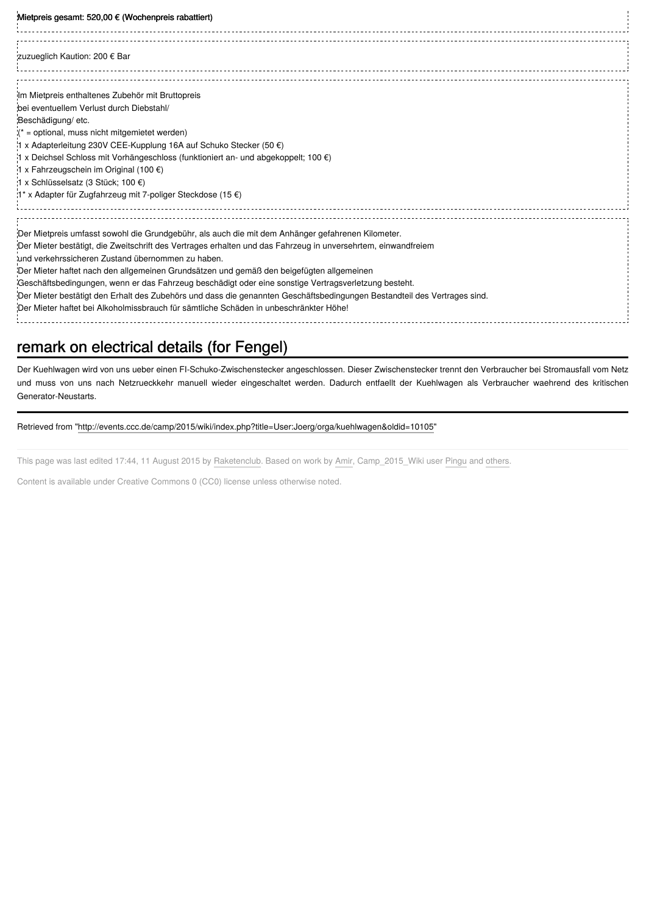**Mietpreis gesamt: 520,00 € (Wochenpreis rabattiert)**

zuzueglich Kaution: 200 € Bar

Im Mietpreis enthaltenes Zubehör mit Bruttopreis
bei eventuellem Verlust durch Diebstahl/
Beschädigung/ etc.
(* = optional, muss nicht mitgemietet werden)
1 x Adapterleitung 230V CEE-Kupplung 16A auf Schuko Stecker (50 €)
1 x Deichsel Schloss mit Vorhängeschloss (funktioniert an- und abgekoppelt; 100 €)
1 x Fahrzeugschein im Original (100 €)
1 x Schlüsselsatz (3 Stück; 100 €)
1* x Adapter für Zugfahrzeug mit 7-poliger Steckdose (15 €)

Der Mietpreis umfasst sowohl die Grundgebühr, als auch die mit dem Anhänger gefahrenen Kilometer.
Der Mieter bestätigt, die Zweitschrift des Vertrages erhalten und das Fahrzeug in unversehrtem, einwandfreiem
und verkehrssicheren Zustand übernommen zu haben.
Der Mieter haftet nach den allgemeinen Grundsätzen und gemäß den beigefügten allgemeinen
Geschäftsbedingungen, wenn er das Fahrzeug beschädigt oder eine sonstige Vertragsverletzung besteht.
Der Mieter bestätigt den Erhalt des Zubehörs und dass die genannten Geschäftsbedingungen Bestandteil des Vertrages sind.
Der Mieter haftet bei Alkoholmissbrauch für sämtliche Schäden in unbeschränkter Höhe!

## remark on electrical details (for Fengel)

Der Kuehlwagen wird von uns ueber einen FI-Schuko-Zwischenstecker angeschlossen. Dieser Zwischenstecker trennt den Verbraucher bei Stromausfall vom Netz und muss von uns nach Netzrueckkehr manuell wieder eingeschaltet werden. Dadurch entfaellt der Kuehlwagen als Verbraucher waehrend des kritischen Generator-Neustarts.

Retrieved from "http://events.ccc.de/camp/2015/wiki/index.php?title=User:Joerg/orga/kuehlwagen&oldid=10105"

This page was last edited 17:44, 11 August 2015 by Raketenclub. Based on work by Amir, Camp_2015_Wiki user Pingu and others.

Content is available under Creative Commons 0 (CC0) license unless otherwise noted.